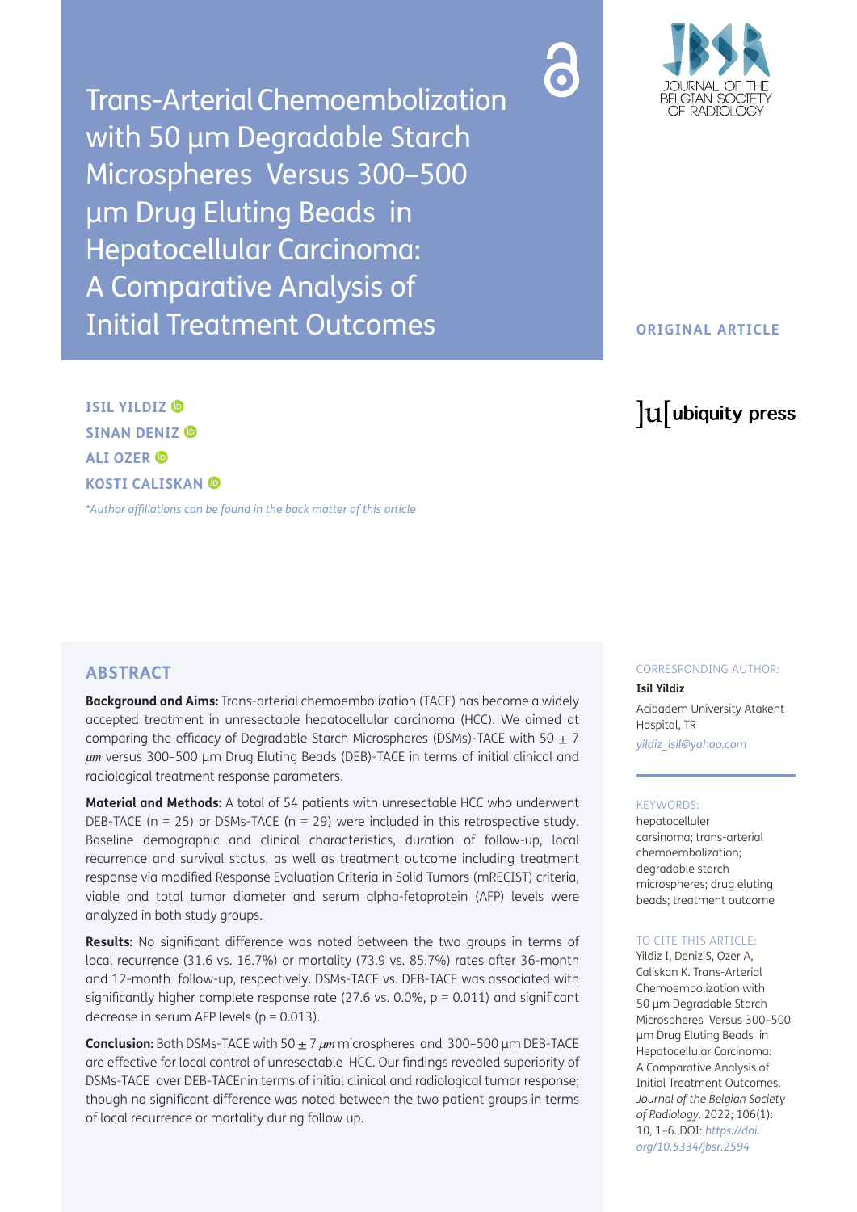# Trans-Arterial Chemoembolization with 50 µm Degradable Starch Microspheres Versus 300–500 µm Drug Eluting Beads in Hepatocellular Carcinoma: A Comparative Analysis of Initial Treatment Outcomes

**ORIGINAL ARTICLE**

**ISIL YILDIZ**
**SINAN DENIZ**
**ALI OZER**
**KOSTI CALISKAN**

*\*Author affiliations can be found in the back matter of this article*

## ABSTRACT

**Background and Aims:** Trans-arterial chemoembolization (TACE) has become a widely accepted treatment in unresectable hepatocellular carcinoma (HCC). We aimed at comparing the efficacy of Degradable Starch Microspheres (DSMs)-TACE with $50 \pm 7$ $\mu m$ versus 300–500 µm Drug Eluting Beads (DEB)-TACE in terms of initial clinical and radiological treatment response parameters.

**Material and Methods:** A total of 54 patients with unresectable HCC who underwent DEB-TACE (n = 25) or DSMs-TACE (n = 29) were included in this retrospective study. Baseline demographic and clinical characteristics, duration of follow-up, local recurrence and survival status, as well as treatment outcome including treatment response via modified Response Evaluation Criteria in Solid Tumors (mRECIST) criteria, viable and total tumor diameter and serum alpha-fetoprotein (AFP) levels were analyzed in both study groups.

**Results:** No significant difference was noted between the two groups in terms of local recurrence (31.6 vs. 16.7%) or mortality (73.9 vs. 85.7%) rates after 36-month and 12-month follow-up, respectively. DSMs-TACE vs. DEB-TACE was associated with significantly higher complete response rate (27.6 vs. 0.0%, $p = 0.011$) and significant decrease in serum AFP levels ($p = 0.013$).

**Conclusion:** Both DSMs-TACE with $50 \pm 7$ $\mu m$ microspheres and 300–500 µm DEB-TACE are effective for local control of unresectable HCC. Our findings revealed superiority of DSMs-TACE over DEB-TACEnin terms of initial clinical and radiological tumor response; though no significant difference was noted between the two patient groups in terms of local recurrence or mortality during follow up.

CORRESPONDING AUTHOR:
**Isil Yildiz**
Acibadem University Atakent Hospital, TR
*yildiz_isil@yahoo.com*

KEYWORDS:
hepatocelluler carsinoma; trans-arterial chemoembolization; degradable starch microspheres; drug eluting beads; treatment outcome

TO CITE THIS ARTICLE:
Yildiz I, Deniz S, Ozer A, Caliskan K. Trans-Arterial Chemoembolization with 50 µm Degradable Starch Microspheres Versus 300–500 µm Drug Eluting Beads in Hepatocellular Carcinoma: A Comparative Analysis of Initial Treatment Outcomes. *Journal of the Belgian Society of Radiology*. 2022; 106(1): 10, 1–6. DOI: *https://doi.org/10.5334/jbsr.2594*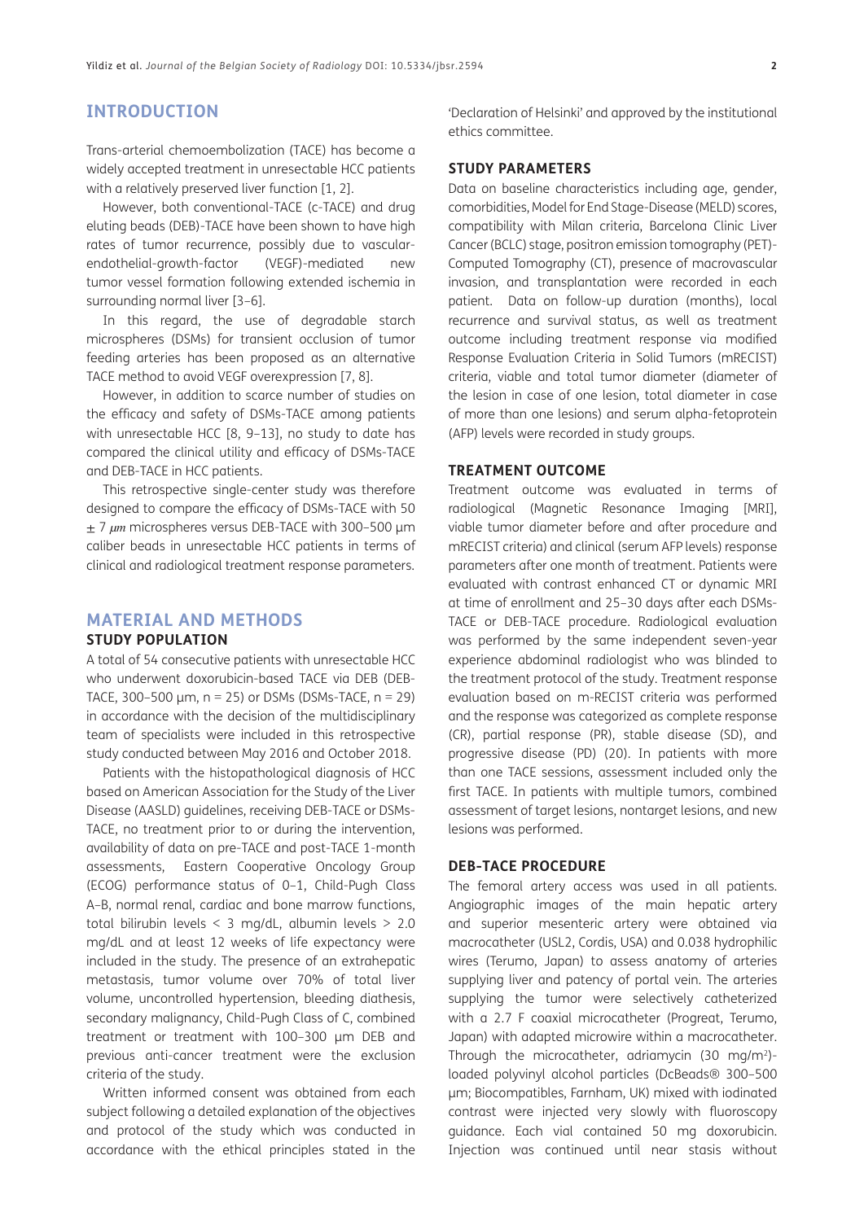## INTRODUCTION

Trans-arterial chemoembolization (TACE) has become a widely accepted treatment in unresectable HCC patients with a relatively preserved liver function [1, 2].

However, both conventional-TACE (c-TACE) and drug eluting beads (DEB)-TACE have been shown to have high rates of tumor recurrence, possibly due to vascular-endothelial-growth-factor (VEGF)-mediated new tumor vessel formation following extended ischemia in surrounding normal liver [3–6].

In this regard, the use of degradable starch microspheres (DSMs) for transient occlusion of tumor feeding arteries has been proposed as an alternative TACE method to avoid VEGF overexpression [7, 8].

However, in addition to scarce number of studies on the efficacy and safety of DSMs-TACE among patients with unresectable HCC [8, 9–13], no study to date has compared the clinical utility and efficacy of DSMs-TACE and DEB-TACE in HCC patients.

This retrospective single-center study was therefore designed to compare the efficacy of DSMs-TACE with 50 $\pm$ 7 $\mu m$ microspheres versus DEB-TACE with 300–500 μm caliber beads in unresectable HCC patients in terms of clinical and radiological treatment response parameters.

## MATERIAL AND METHODS

### STUDY POPULATION

A total of 54 consecutive patients with unresectable HCC who underwent doxorubicin-based TACE via DEB (DEB-TACE, 300–500 μm, n = 25) or DSMs (DSMs-TACE, n = 29) in accordance with the decision of the multidisciplinary team of specialists were included in this retrospective study conducted between May 2016 and October 2018.

Patients with the histopathological diagnosis of HCC based on American Association for the Study of the Liver Disease (AASLD) guidelines, receiving DEB-TACE or DSMs-TACE, no treatment prior to or during the intervention, availability of data on pre-TACE and post-TACE 1-month assessments, Eastern Cooperative Oncology Group (ECOG) performance status of 0–1, Child-Pugh Class A–B, normal renal, cardiac and bone marrow functions, total bilirubin levels < 3 mg/dL, albumin levels > 2.0 mg/dL and at least 12 weeks of life expectancy were included in the study. The presence of an extrahepatic metastasis, tumor volume over 70% of total liver volume, uncontrolled hypertension, bleeding diathesis, secondary malignancy, Child-Pugh Class of C, combined treatment or treatment with 100–300 μm DEB and previous anti-cancer treatment were the exclusion criteria of the study.

Written informed consent was obtained from each subject following a detailed explanation of the objectives and protocol of the study which was conducted in accordance with the ethical principles stated in the 'Declaration of Helsinki' and approved by the institutional ethics committee.

### STUDY PARAMETERS

Data on baseline characteristics including age, gender, comorbidities, Model for End Stage-Disease (MELD) scores, compatibility with Milan criteria, Barcelona Clinic Liver Cancer (BCLC) stage, positron emission tomography (PET)-Computed Tomography (CT), presence of macrovascular invasion, and transplantation were recorded in each patient. Data on follow-up duration (months), local recurrence and survival status, as well as treatment outcome including treatment response via modified Response Evaluation Criteria in Solid Tumors (mRECIST) criteria, viable and total tumor diameter (diameter of the lesion in case of one lesion, total diameter in case of more than one lesions) and serum alpha-fetoprotein (AFP) levels were recorded in study groups.

### TREATMENT OUTCOME

Treatment outcome was evaluated in terms of radiological (Magnetic Resonance Imaging [MRI], viable tumor diameter before and after procedure and mRECIST criteria) and clinical (serum AFP levels) response parameters after one month of treatment. Patients were evaluated with contrast enhanced CT or dynamic MRI at time of enrollment and 25–30 days after each DSMs-TACE or DEB-TACE procedure. Radiological evaluation was performed by the same independent seven-year experience abdominal radiologist who was blinded to the treatment protocol of the study. Treatment response evaluation based on m-RECIST criteria was performed and the response was categorized as complete response (CR), partial response (PR), stable disease (SD), and progressive disease (PD) (20). In patients with more than one TACE sessions, assessment included only the first TACE. In patients with multiple tumors, combined assessment of target lesions, nontarget lesions, and new lesions was performed.

### DEB-TACE PROCEDURE

The femoral artery access was used in all patients. Angiographic images of the main hepatic artery and superior mesenteric artery were obtained via macrocatheter (USL2, Cordis, USA) and 0.038 hydrophilic wires (Terumo, Japan) to assess anatomy of arteries supplying liver and patency of portal vein. The arteries supplying the tumor were selectively catheterized with a 2.7 F coaxial microcatheter (Progreat, Terumo, Japan) with adapted microwire within a macrocatheter. Through the microcatheter, adriamycin (30 mg/m$^2$)-loaded polyvinyl alcohol particles (DcBeads® 300–500 μm; Biocompatibles, Farnham, UK) mixed with iodinated contrast were injected very slowly with fluoroscopy guidance. Each vial contained 50 mg doxorubicin. Injection was continued until near stasis without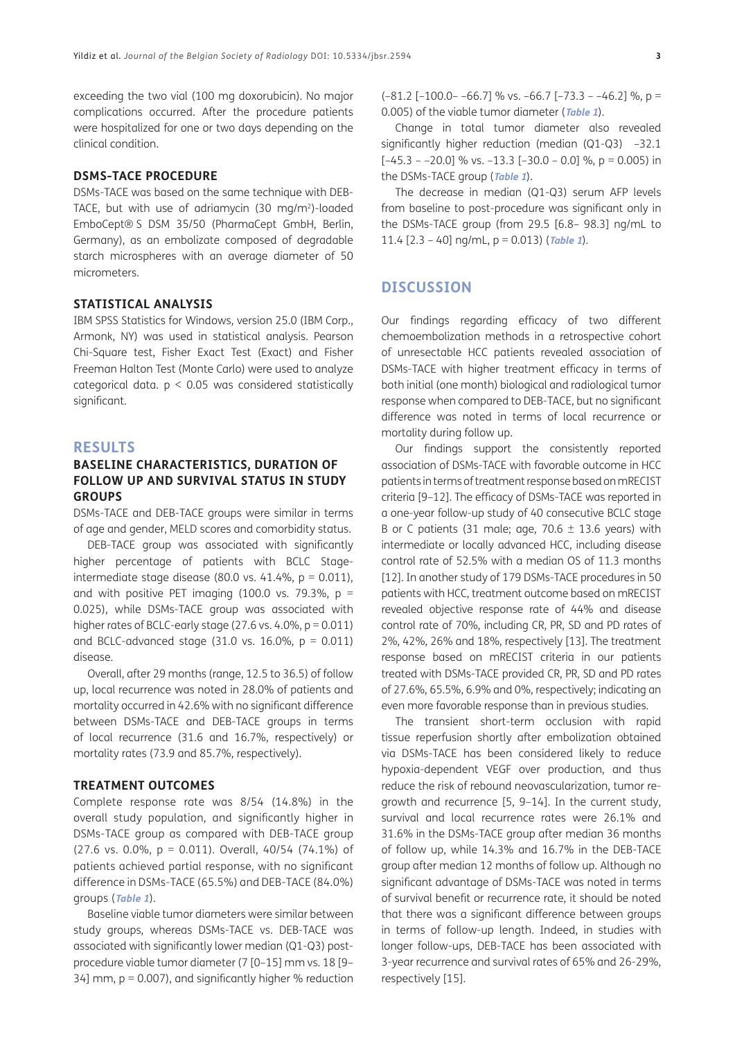exceeding the two vial (100 mg doxorubicin). No major complications occurred. After the procedure patients were hospitalized for one or two days depending on the clinical condition.

### DSMS-TACE PROCEDURE

DSMs-TACE was based on the same technique with DEB-TACE, but with use of adriamycin (30 mg/m$^2$)-loaded EmboCept® S DSM 35/50 (PharmaCept GmbH, Berlin, Germany), as an embolizate composed of degradable starch microspheres with an average diameter of 50 micrometers.

### STATISTICAL ANALYSIS

IBM SPSS Statistics for Windows, version 25.0 (IBM Corp., Armonk, NY) was used in statistical analysis. Pearson Chi-Square test, Fisher Exact Test (Exact) and Fisher Freeman Halton Test (Monte Carlo) were used to analyze categorical data. $p < 0.05$ was considered statistically significant.

## RESULTS

### BASELINE CHARACTERISTICS, DURATION OF FOLLOW UP AND SURVIVAL STATUS IN STUDY GROUPS

DSMs-TACE and DEB-TACE groups were similar in terms of age and gender, MELD scores and comorbidity status.

DEB-TACE group was associated with significantly higher percentage of patients with BCLC Stage-intermediate stage disease (80.0 vs. 41.4%, p = 0.011), and with positive PET imaging (100.0 vs. 79.3%, p = 0.025), while DSMs-TACE group was associated with higher rates of BCLC-early stage (27.6 vs. 4.0%, p = 0.011) and BCLC-advanced stage (31.0 vs. 16.0%, p = 0.011) disease.

Overall, after 29 months (range, 12.5 to 36.5) of follow up, local recurrence was noted in 28.0% of patients and mortality occurred in 42.6% with no significant difference between DSMs-TACE and DEB-TACE groups in terms of local recurrence (31.6 and 16.7%, respectively) or mortality rates (73.9 and 85.7%, respectively).

### TREATMENT OUTCOMES

Complete response rate was 8/54 (14.8%) in the overall study population, and significantly higher in DSMs-TACE group as compared with DEB-TACE group (27.6 vs. 0.0%, p = 0.011). Overall, 40/54 (74.1%) of patients achieved partial response, with no significant difference in DSMs-TACE (65.5%) and DEB-TACE (84.0%) groups (***Table 1***).

Baseline viable tumor diameters were similar between study groups, whereas DSMs-TACE vs. DEB-TACE was associated with significantly lower median (Q1-Q3) post-procedure viable tumor diameter (7 [0–15] mm vs. 18 [9–34] mm, p = 0.007), and significantly higher % reduction (–81.2 [–100.0– –66.7] % vs. –66.7 [–73.3 – –46.2] %, p = 0.005) of the viable tumor diameter (***Table 1***).

Change in total tumor diameter also revealed significantly higher reduction (median (Q1-Q3) –32.1 [–45.3 – –20.0] % vs. –13.3 [–30.0 – 0.0] %, p = 0.005) in the DSMs-TACE group (***Table 1***).

The decrease in median (Q1-Q3) serum AFP levels from baseline to post-procedure was significant only in the DSMs-TACE group (from 29.5 [6.8– 98.3] ng/mL to 11.4 [2.3 – 40] ng/mL, p = 0.013) (***Table 1***).

## DISCUSSION

Our findings regarding efficacy of two different chemoembolization methods in a retrospective cohort of unresectable HCC patients revealed association of DSMs-TACE with higher treatment efficacy in terms of both initial (one month) biological and radiological tumor response when compared to DEB-TACE, but no significant difference was noted in terms of local recurrence or mortality during follow up.

Our findings support the consistently reported association of DSMs-TACE with favorable outcome in HCC patients in terms of treatment response based on mRECIST criteria [9–12]. The efficacy of DSMs-TACE was reported in a one-year follow-up study of 40 consecutive BCLC stage B or C patients (31 male; age, 70.6 ± 13.6 years) with intermediate or locally advanced HCC, including disease control rate of 52.5% with a median OS of 11.3 months [12]. In another study of 179 DSMs-TACE procedures in 50 patients with HCC, treatment outcome based on mRECIST revealed objective response rate of 44% and disease control rate of 70%, including CR, PR, SD and PD rates of 2%, 42%, 26% and 18%, respectively [13]. The treatment response based on mRECIST criteria in our patients treated with DSMs-TACE provided CR, PR, SD and PD rates of 27.6%, 65.5%, 6.9% and 0%, respectively; indicating an even more favorable response than in previous studies.

The transient short-term occlusion with rapid tissue reperfusion shortly after embolization obtained via DSMs-TACE has been considered likely to reduce hypoxia-dependent VEGF over production, and thus reduce the risk of rebound neovascularization, tumor re-growth and recurrence [5, 9–14]. In the current study, survival and local recurrence rates were 26.1% and 31.6% in the DSMs-TACE group after median 36 months of follow up, while 14.3% and 16.7% in the DEB-TACE group after median 12 months of follow up. Although no significant advantage of DSMs-TACE was noted in terms of survival benefit or recurrence rate, it should be noted that there was a significant difference between groups in terms of follow-up length. Indeed, in studies with longer follow-ups, DEB-TACE has been associated with 3-year recurrence and survival rates of 65% and 26-29%, respectively [15].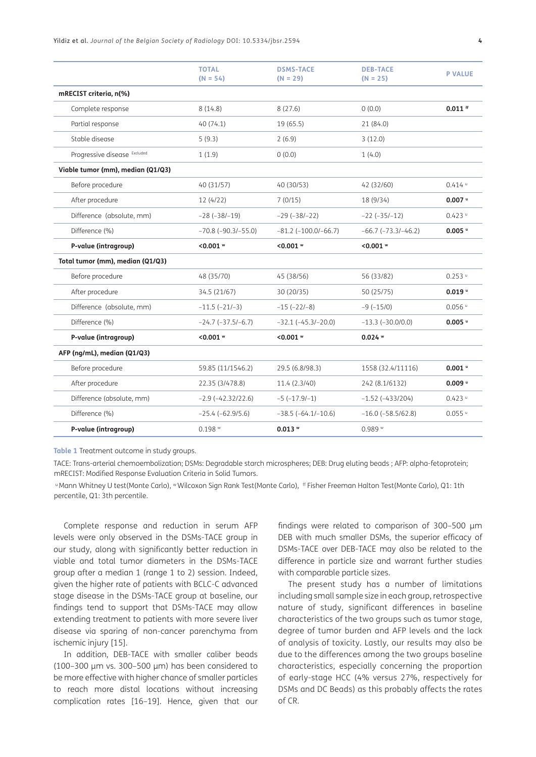| | TOTAL (N = 54) | DSMS-TACE (N = 29) | DEB-TACE (N = 25) | P VALUE |
|---|---|---|---|---|
| **mRECIST criteria, n(%)** | | | | |
| Complete response | 8 (14.8) | 8 (27.6) | 0 (0.0) | **0.011** [ff] |
| Partial response | 40 (74.1) | 19 (65.5) | 21 (84.0) | |
| Stable disease | 5 (9.3) | 2 (6.9) | 3 (12.0) | |
| Progressive disease [Excluded] | 1 (1.9) | 0 (0.0) | 1 (4.0) | |
| **Viable tumor (mm), median (Q1/Q3)** | | | | |
| Before procedure | 40 (31/57) | 40 (30/53) | 42 (32/60) | 0.414 [u] |
| After procedure | 12 (4/22) | 7 (0/15) | 18 (9/34) | **0.007** [u] |
| Difference (absolute, mm) | −28 (−38/−19) | −29 (−38/−22) | −22 (−35/−12) | 0.423 [u] |
| Difference (%) | −70.8 (−90.3/−55.0) | −81.2 (−100.0/−66.7) | −66.7 (−73.3/−46.2) | **0.005** [u] |
| **P-value (intragroup)** | **<0.001** [w] | **<0.001** [w] | **<0.001** [w] | |
| **Total tumor (mm), median (Q1/Q3)** | | | | |
| Before procedure | 48 (35/70) | 45 (38/56) | 56 (33/82) | 0.253 [u] |
| After procedure | 34.5 (21/67) | 30 (20/35) | 50 (25/75) | **0.019** [u] |
| Difference (absolute, mm) | −11.5 (−21/−3) | −15 (−22/−8) | −9 (−15/0) | 0.056 [u] |
| Difference (%) | −24.7 (−37.5/−6.7) | −32.1 (−45.3/−20.0) | −13.3 (−30.0/0.0) | **0.005** [u] |
| **P-value (intragroup)** | **<0.001** [w] | **<0.001** [w] | **0.024** [w] | |
| **AFP (ng/mL), median (Q1/Q3)** | | | | |
| Before procedure | 59.85 (11/1546.2) | 29.5 (6.8/98.3) | 1558 (32.4/11116) | **0.001** [u] |
| After procedure | 22.35 (3/478.8) | 11.4 (2.3/40) | 242 (8.1/6132) | **0.009** [u] |
| Difference (absolute, mm) | −2.9 (−42.32/22.6) | −5 (−17.9/−1) | −1.52 (−433/204) | 0.423 [u] |
| Difference (%) | −25.4 (−62.9/5.6) | −38.5 (−64.1/−10.6) | −16.0 (−58.5/62.8) | 0.055 [u] |
| **P-value (intragroup)** | 0.198 [w] | **0.013** [w] | 0.989 [w] | |

**Table 1** Treatment outcome in study groups.

TACE: Trans-arterial chemoembolization; DSMs: Degradable starch microspheres; DEB: Drug eluting beads ; AFP: alpha-fetoprotein; mRECIST: Modified Response Evaluation Criteria in Solid Tumors.

[u] Mann Whitney U test(Monte Carlo), [w] Wilcoxon Sign Rank Test(Monte Carlo), [ff] Fisher Freeman Halton Test(Monte Carlo), Q1: 1th percentile, Q1: 3th percentile.

Complete response and reduction in serum AFP levels were only observed in the DSMs-TACE group in our study, along with significantly better reduction in viable and total tumor diameters in the DSMs-TACE group after a median 1 (range 1 to 2) session. Indeed, given the higher rate of patients with BCLC-C advanced stage disease in the DSMs-TACE group at baseline, our findings tend to support that DSMs-TACE may allow extending treatment to patients with more severe liver disease via sparing of non-cancer parenchyma from ischemic injury [15].

In addition, DEB-TACE with smaller caliber beads (100–300 µm vs. 300–500 µm) has been considered to be more effective with higher chance of smaller particles to reach more distal locations without increasing complication rates [16–19]. Hence, given that our findings were related to comparison of 300–500 µm DEB with much smaller DSMs, the superior efficacy of DSMs-TACE over DEB-TACE may also be related to the difference in particle size and warrant further studies with comparable particle sizes.

The present study has a number of limitations including small sample size in each group, retrospective nature of study, significant differences in baseline characteristics of the two groups such as tumor stage, degree of tumor burden and AFP levels and the lack of analysis of toxicity. Lastly, our results may also be due to the differences among the two groups baseline characteristics, especially concerning the proportion of early-stage HCC (4% versus 27%, respectively for DSMs and DC Beads) as this probably affects the rates of CR.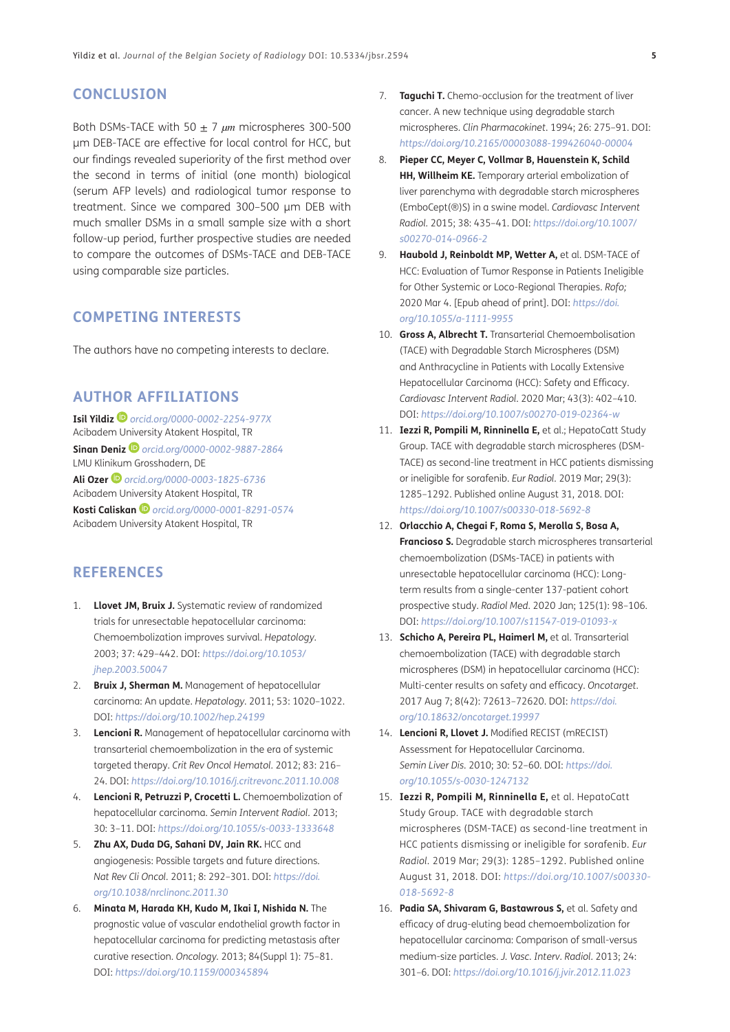## CONCLUSION

Both DSMs-TACE with 50 ± 7 $\mu m$ microspheres 300-500 µm DEB-TACE are effective for local control for HCC, but our findings revealed superiority of the first method over the second in terms of initial (one month) biological (serum AFP levels) and radiological tumor response to treatment. Since we compared 300–500 µm DEB with much smaller DSMs in a small sample size with a short follow-up period, further prospective studies are needed to compare the outcomes of DSMs-TACE and DEB-TACE using comparable size particles.

## COMPETING INTERESTS

The authors have no competing interests to declare.

## AUTHOR AFFILIATIONS

**Isil Yildiz** *orcid.org/0000-0002-2254-977X*
Acibadem University Atakent Hospital, TR

**Sinan Deniz** *orcid.org/0000-0002-9887-2864*
LMU Klinikum Grosshadern, DE

**Ali Ozer** *orcid.org/0000-0003-1825-6736*
Acibadem University Atakent Hospital, TR

**Kosti Caliskan** *orcid.org/0000-0001-8291-0574*
Acibadem University Atakent Hospital, TR

## REFERENCES

1. **Llovet JM, Bruix J.** Systematic review of randomized trials for unresectable hepatocellular carcinoma: Chemoembolization improves survival. *Hepatology*. 2003; 37: 429–442. DOI: *https://doi.org/10.1053/jhep.2003.50047*
2. **Bruix J, Sherman M.** Management of hepatocellular carcinoma: An update. *Hepatology*. 2011; 53: 1020–1022. DOI: *https://doi.org/10.1002/hep.24199*
3. **Lencioni R.** Management of hepatocellular carcinoma with transarterial chemoembolization in the era of systemic targeted therapy. *Crit Rev Oncol Hematol*. 2012; 83: 216–24. DOI: *https://doi.org/10.1016/j.critrevonc.2011.10.008*
4. **Lencioni R, Petruzzi P, Crocetti L.** Chemoembolization of hepatocellular carcinoma. *Semin Intervent Radiol*. 2013; 30: 3–11. DOI: *https://doi.org/10.1055/s-0033-1333648*
5. **Zhu AX, Duda DG, Sahani DV, Jain RK.** HCC and angiogenesis: Possible targets and future directions. *Nat Rev Cli Oncol*. 2011; 8: 292–301. DOI: *https://doi.org/10.1038/nrclinonc.2011.30*
6. **Minata M, Harada KH, Kudo M, Ikai I, Nishida N.** The prognostic value of vascular endothelial growth factor in hepatocellular carcinoma for predicting metastasis after curative resection. *Oncology*. 2013; 84(Suppl 1): 75–81. DOI: *https://doi.org/10.1159/000345894*
7. **Taguchi T.** Chemo-occlusion for the treatment of liver cancer. A new technique using degradable starch microspheres. *Clin Pharmacokinet*. 1994; 26: 275–91. DOI: *https://doi.org/10.2165/00003088-199426040-00004*
8. **Pieper CC, Meyer C, Vollmar B, Hauenstein K, Schild HH, Willheim KE.** Temporary arterial embolization of liver parenchyma with degradable starch microspheres (EmboCept(®)S) in a swine model. *Cardiovasc Intervent Radiol*. 2015; 38: 435–41. DOI: *https://doi.org/10.1007/s00270-014-0966-2*
9. **Haubold J, Reinboldt MP, Wetter A,** et al. DSM-TACE of HCC: Evaluation of Tumor Response in Patients Ineligible for Other Systemic or Loco-Regional Therapies. *Rofo;* 2020 Mar 4. [Epub ahead of print]. DOI: *https://doi.org/10.1055/a-1111-9955*
10. **Gross A, Albrecht T.** Transarterial Chemoembolisation (TACE) with Degradable Starch Microspheres (DSM) and Anthracycline in Patients with Locally Extensive Hepatocellular Carcinoma (HCC): Safety and Efficacy. *Cardiovasc Intervent Radiol*. 2020 Mar; 43(3): 402–410. DOI: *https://doi.org/10.1007/s00270-019-02364-w*
11. **Iezzi R, Pompili M, Rinninella E,** et al.; HepatoCatt Study Group. TACE with degradable starch microspheres (DSM-TACE) as second-line treatment in HCC patients dismissing or ineligible for sorafenib. *Eur Radiol*. 2019 Mar; 29(3): 1285–1292. Published online August 31, 2018. DOI: *https://doi.org/10.1007/s00330-018-5692-8*
12. **Orlacchio A, Chegai F, Roma S, Merolla S, Bosa A, Francioso S.** Degradable starch microspheres transarterial chemoembolization (DSMs-TACE) in patients with unresectable hepatocellular carcinoma (HCC): Long-term results from a single-center 137-patient cohort prospective study. *Radiol Med*. 2020 Jan; 125(1): 98–106. DOI: *https://doi.org/10.1007/s11547-019-01093-x*
13. **Schicho A, Pereira PL, Haimerl M,** et al. Transarterial chemoembolization (TACE) with degradable starch microspheres (DSM) in hepatocellular carcinoma (HCC): Multi-center results on safety and efficacy. *Oncotarget*. 2017 Aug 7; 8(42): 72613–72620. DOI: *https://doi.org/10.18632/oncotarget.19997*
14. **Lencioni R, Llovet J.** Modified RECIST (mRECIST) Assessment for Hepatocellular Carcinoma. *Semin Liver Dis*. 2010; 30: 52–60. DOI: *https://doi.org/10.1055/s-0030-1247132*
15. **Iezzi R, Pompili M, Rinninella E,** et al. HepatoCatt Study Group. TACE with degradable starch microspheres (DSM-TACE) as second-line treatment in HCC patients dismissing or ineligible for sorafenib. *Eur Radiol*. 2019 Mar; 29(3): 1285–1292. Published online August 31, 2018. DOI: *https://doi.org/10.1007/s00330-018-5692-8*
16. **Padia SA, Shivaram G, Bastawrous S,** et al. Safety and efficacy of drug-eluting bead chemoembolization for hepatocellular carcinoma: Comparison of small-versus medium-size particles. *J. Vasc. Interv. Radiol*. 2013; 24: 301–6. DOI: *https://doi.org/10.1016/j.jvir.2012.11.023*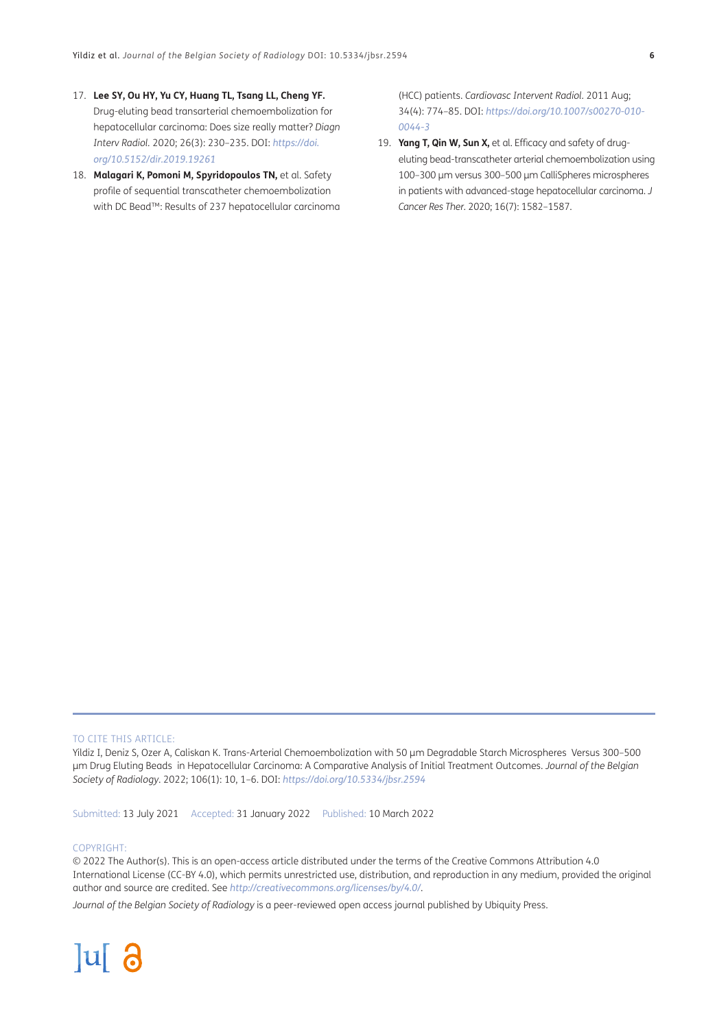17. **Lee SY, Ou HY, Yu CY, Huang TL, Tsang LL, Cheng YF.** Drug-eluting bead transarterial chemoembolization for hepatocellular carcinoma: Does size really matter? *Diagn Interv Radiol.* 2020; 26(3): 230–235. DOI: *https://doi.org/10.5152/dir.2019.19261*
18. **Malagari K, Pomoni M, Spyridopoulos TN,** et al. Safety profile of sequential transcatheter chemoembolization with DC Bead™: Results of 237 hepatocellular carcinoma (HCC) patients. *Cardiovasc Intervent Radiol.* 2011 Aug; 34(4): 774–85. DOI: *https://doi.org/10.1007/s00270-010-0044-3*
19. **Yang T, Qin W, Sun X,** et al. Efficacy and safety of drug-eluting bead-transcatheter arterial chemoembolization using 100–300 µm versus 300–500 µm CalliSpheres microspheres in patients with advanced-stage hepatocellular carcinoma. *J Cancer Res Ther.* 2020; 16(7): 1582–1587.

TO CITE THIS ARTICLE:

Yildiz I, Deniz S, Ozer A, Caliskan K. Trans-Arterial Chemoembolization with 50 µm Degradable Starch Microspheres Versus 300–500 µm Drug Eluting Beads in Hepatocellular Carcinoma: A Comparative Analysis of Initial Treatment Outcomes. *Journal of the Belgian Society of Radiology.* 2022; 106(1): 10, 1–6. DOI: *https://doi.org/10.5334/jbsr.2594*

Submitted: 13 July 2021 Accepted: 31 January 2022 Published: 10 March 2022

COPYRIGHT:

© 2022 The Author(s). This is an open-access article distributed under the terms of the Creative Commons Attribution 4.0 International License (CC-BY 4.0), which permits unrestricted use, distribution, and reproduction in any medium, provided the original author and source are credited. See *http://creativecommons.org/licenses/by/4.0/*.

*Journal of the Belgian Society of Radiology* is a peer-reviewed open access journal published by Ubiquity Press.